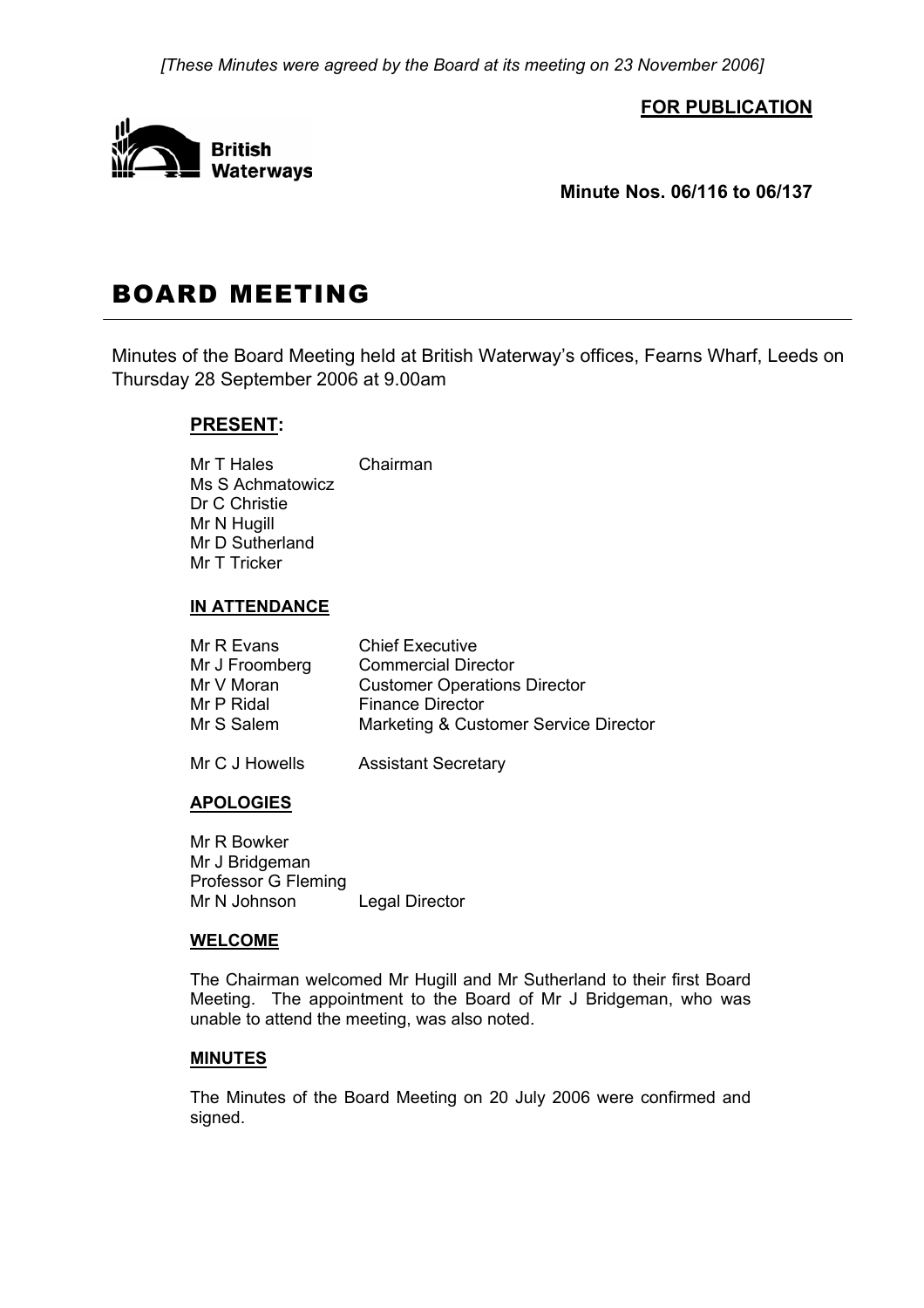*[These Minutes were agreed by the Board at its meeting on 23 November 2006]*

**FOR PUBLICATION**

British Waterways

**Minute Nos. 06/116 to 06/137**

# BOARD MEETING

Minutes of the Board Meeting held at British Waterway's offices, Fearns Wharf, Leeds on Thursday 28 September 2006 at 9.00am

## PRESENT:

Mr T Hales Chairman
Ms S Achmatowicz
Dr C Christie
Mr N Hugill
Mr D Sutherland
Mr T Tricker

## IN ATTENDANCE

| | |
|---|---|
| Mr R Evans | Chief Executive |
| Mr J Froomberg | Commercial Director |
| Mr V Moran | Customer Operations Director |
| Mr P Ridal | Finance Director |
| Mr S Salem | Marketing & Customer Service Director |
| Mr C J Howells | Assistant Secretary |

## APOLOGIES

Mr R Bowker
Mr J Bridgeman
Professor G Fleming
Mr N Johnson Legal Director

## WELCOME

The Chairman welcomed Mr Hugill and Mr Sutherland to their first Board Meeting. The appointment to the Board of Mr J Bridgeman, who was unable to attend the meeting, was also noted.

## MINUTES

The Minutes of the Board Meeting on 20 July 2006 were confirmed and signed.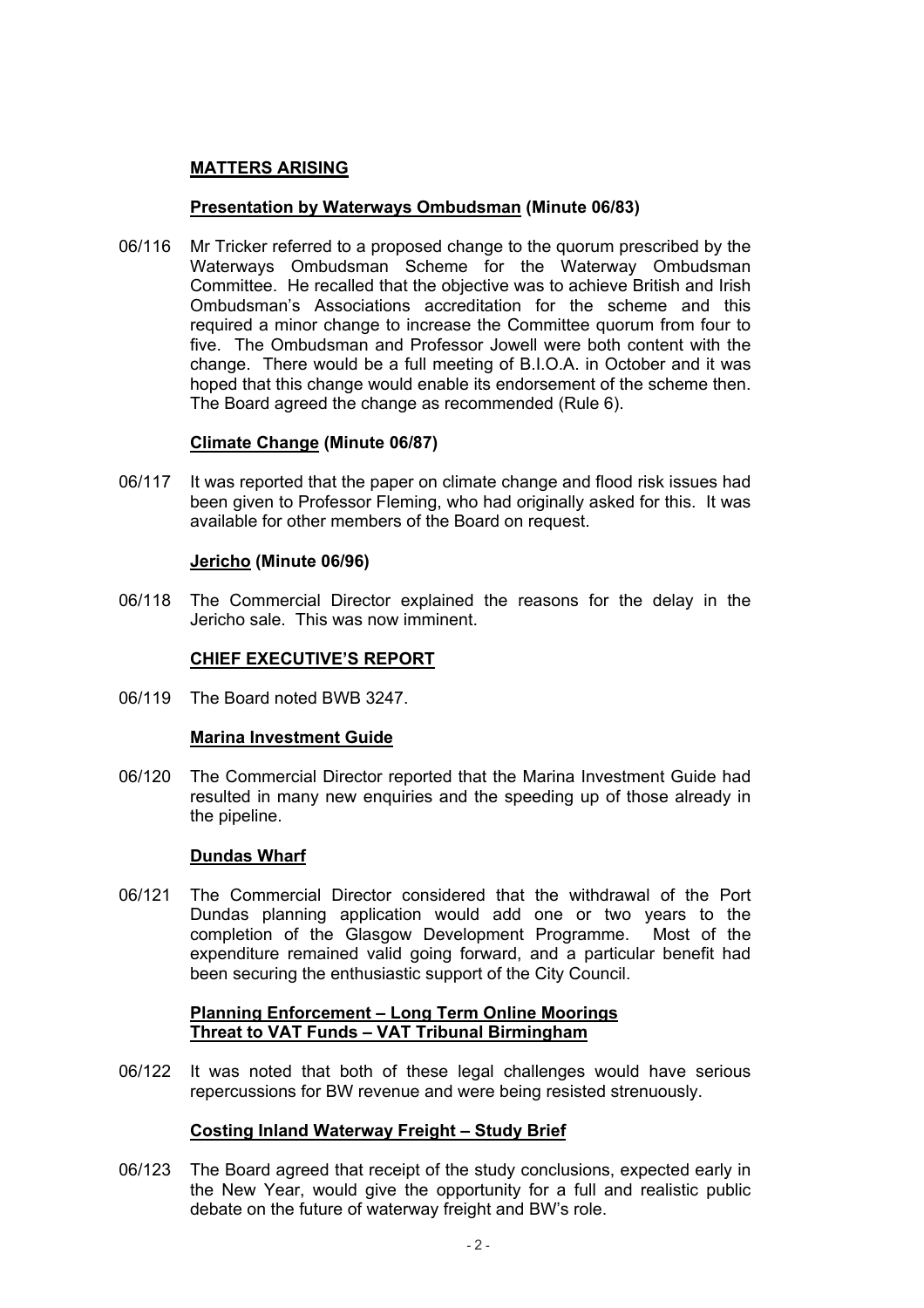## MATTERS ARISING

### Presentation by Waterways Ombudsman (Minute 06/83)

06/116 Mr Tricker referred to a proposed change to the quorum prescribed by the Waterways Ombudsman Scheme for the Waterway Ombudsman Committee. He recalled that the objective was to achieve British and Irish Ombudsman's Associations accreditation for the scheme and this required a minor change to increase the Committee quorum from four to five. The Ombudsman and Professor Jowell were both content with the change. There would be a full meeting of B.I.O.A. in October and it was hoped that this change would enable its endorsement of the scheme then. The Board agreed the change as recommended (Rule 6).

### Climate Change (Minute 06/87)

06/117 It was reported that the paper on climate change and flood risk issues had been given to Professor Fleming, who had originally asked for this. It was available for other members of the Board on request.

### Jericho (Minute 06/96)

06/118 The Commercial Director explained the reasons for the delay in the Jericho sale. This was now imminent.

## CHIEF EXECUTIVE'S REPORT

06/119 The Board noted BWB 3247.

### Marina Investment Guide

06/120 The Commercial Director reported that the Marina Investment Guide had resulted in many new enquiries and the speeding up of those already in the pipeline.

### Dundas Wharf

06/121 The Commercial Director considered that the withdrawal of the Port Dundas planning application would add one or two years to the completion of the Glasgow Development Programme. Most of the expenditure remained valid going forward, and a particular benefit had been securing the enthusiastic support of the City Council.

### Planning Enforcement – Long Term Online Moorings
### Threat to VAT Funds – VAT Tribunal Birmingham

06/122 It was noted that both of these legal challenges would have serious repercussions for BW revenue and were being resisted strenuously.

### Costing Inland Waterway Freight – Study Brief

06/123 The Board agreed that receipt of the study conclusions, expected early in the New Year, would give the opportunity for a full and realistic public debate on the future of waterway freight and BW's role.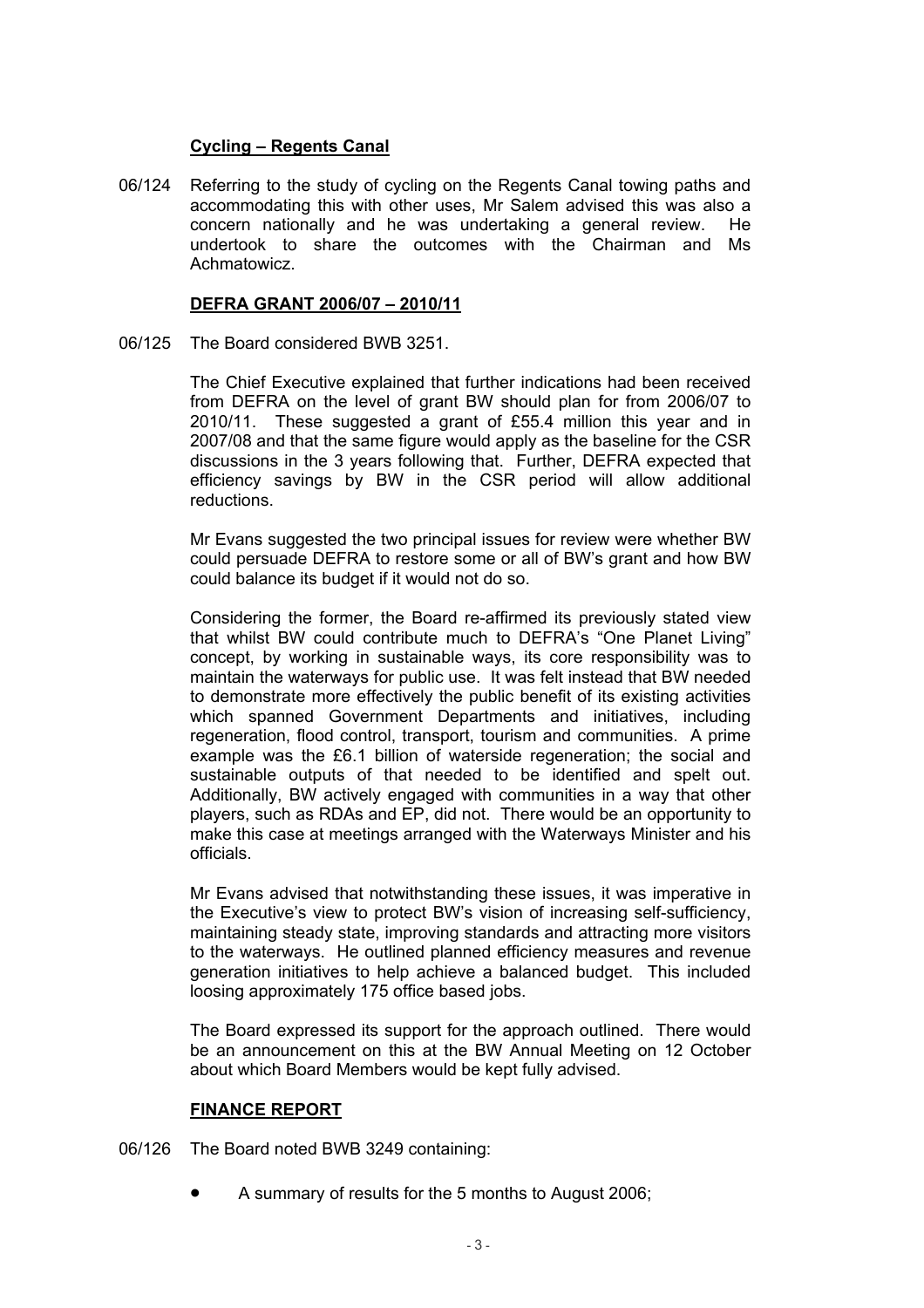**Cycling – Regents Canal**

06/124 Referring to the study of cycling on the Regents Canal towing paths and accommodating this with other uses, Mr Salem advised this was also a concern nationally and he was undertaking a general review. He undertook to share the outcomes with the Chairman and Ms Achmatowicz.

**DEFRA GRANT 2006/07 – 2010/11**

06/125 The Board considered BWB 3251.

The Chief Executive explained that further indications had been received from DEFRA on the level of grant BW should plan for from 2006/07 to 2010/11. These suggested a grant of £55.4 million this year and in 2007/08 and that the same figure would apply as the baseline for the CSR discussions in the 3 years following that. Further, DEFRA expected that efficiency savings by BW in the CSR period will allow additional reductions.

Mr Evans suggested the two principal issues for review were whether BW could persuade DEFRA to restore some or all of BW's grant and how BW could balance its budget if it would not do so.

Considering the former, the Board re-affirmed its previously stated view that whilst BW could contribute much to DEFRA's "One Planet Living" concept, by working in sustainable ways, its core responsibility was to maintain the waterways for public use. It was felt instead that BW needed to demonstrate more effectively the public benefit of its existing activities which spanned Government Departments and initiatives, including regeneration, flood control, transport, tourism and communities. A prime example was the £6.1 billion of waterside regeneration; the social and sustainable outputs of that needed to be identified and spelt out. Additionally, BW actively engaged with communities in a way that other players, such as RDAs and EP, did not. There would be an opportunity to make this case at meetings arranged with the Waterways Minister and his officials.

Mr Evans advised that notwithstanding these issues, it was imperative in the Executive's view to protect BW's vision of increasing self-sufficiency, maintaining steady state, improving standards and attracting more visitors to the waterways. He outlined planned efficiency measures and revenue generation initiatives to help achieve a balanced budget. This included loosing approximately 175 office based jobs.

The Board expressed its support for the approach outlined. There would be an announcement on this at the BW Annual Meeting on 12 October about which Board Members would be kept fully advised.

**FINANCE REPORT**

06/126 The Board noted BWB 3249 containing:

- A summary of results for the 5 months to August 2006;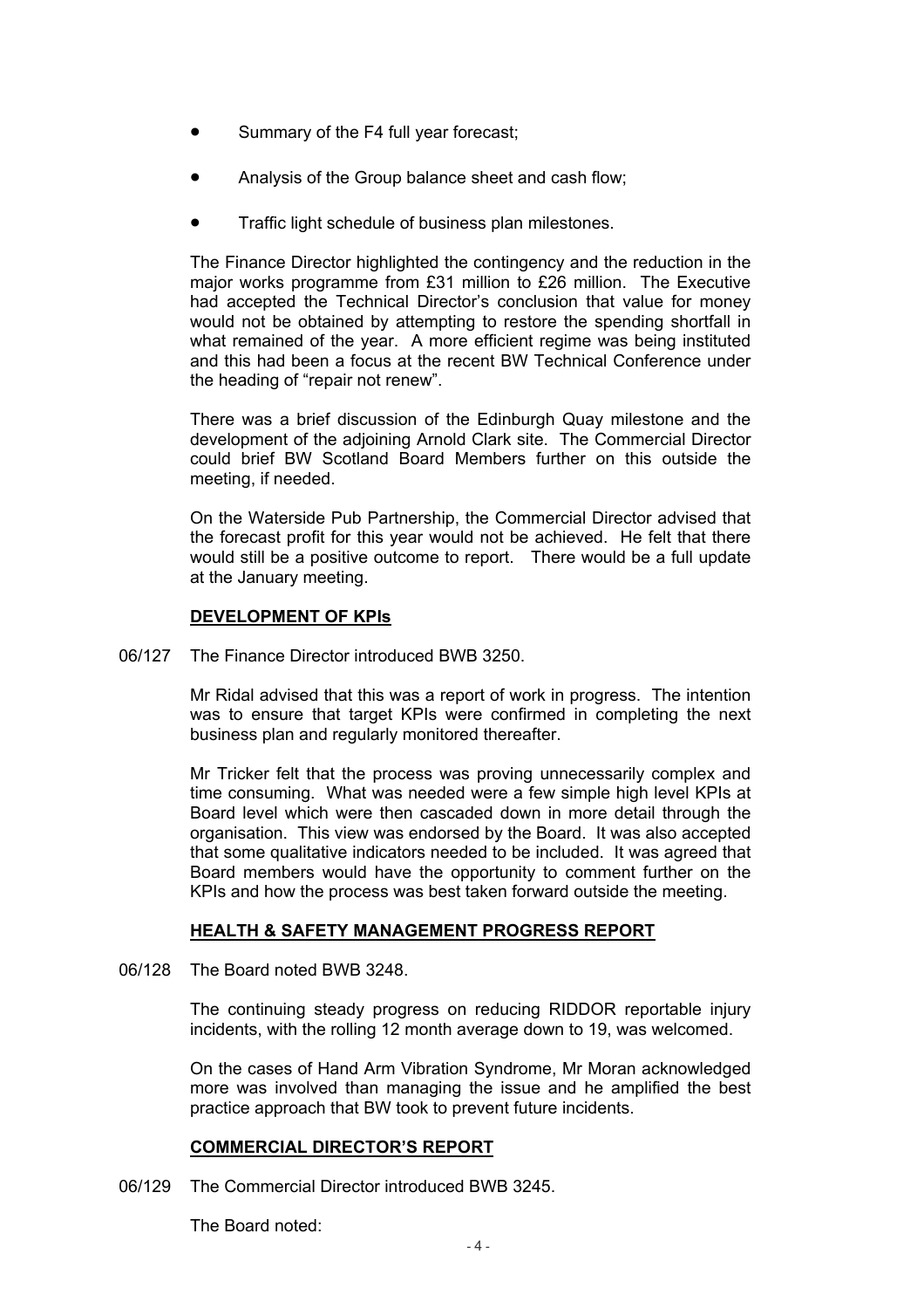- Summary of the F4 full year forecast;
- Analysis of the Group balance sheet and cash flow;
- Traffic light schedule of business plan milestones.

The Finance Director highlighted the contingency and the reduction in the major works programme from £31 million to £26 million. The Executive had accepted the Technical Director's conclusion that value for money would not be obtained by attempting to restore the spending shortfall in what remained of the year. A more efficient regime was being instituted and this had been a focus at the recent BW Technical Conference under the heading of "repair not renew".

There was a brief discussion of the Edinburgh Quay milestone and the development of the adjoining Arnold Clark site. The Commercial Director could brief BW Scotland Board Members further on this outside the meeting, if needed.

On the Waterside Pub Partnership, the Commercial Director advised that the forecast profit for this year would not be achieved. He felt that there would still be a positive outcome to report. There would be a full update at the January meeting.

**DEVELOPMENT OF KPIs**

06/127 The Finance Director introduced BWB 3250.

Mr Ridal advised that this was a report of work in progress. The intention was to ensure that target KPIs were confirmed in completing the next business plan and regularly monitored thereafter.

Mr Tricker felt that the process was proving unnecessarily complex and time consuming. What was needed were a few simple high level KPIs at Board level which were then cascaded down in more detail through the organisation. This view was endorsed by the Board. It was also accepted that some qualitative indicators needed to be included. It was agreed that Board members would have the opportunity to comment further on the KPIs and how the process was best taken forward outside the meeting.

**HEALTH & SAFETY MANAGEMENT PROGRESS REPORT**

06/128 The Board noted BWB 3248.

The continuing steady progress on reducing RIDDOR reportable injury incidents, with the rolling 12 month average down to 19, was welcomed.

On the cases of Hand Arm Vibration Syndrome, Mr Moran acknowledged more was involved than managing the issue and he amplified the best practice approach that BW took to prevent future incidents.

**COMMERCIAL DIRECTOR'S REPORT**

06/129 The Commercial Director introduced BWB 3245.

The Board noted: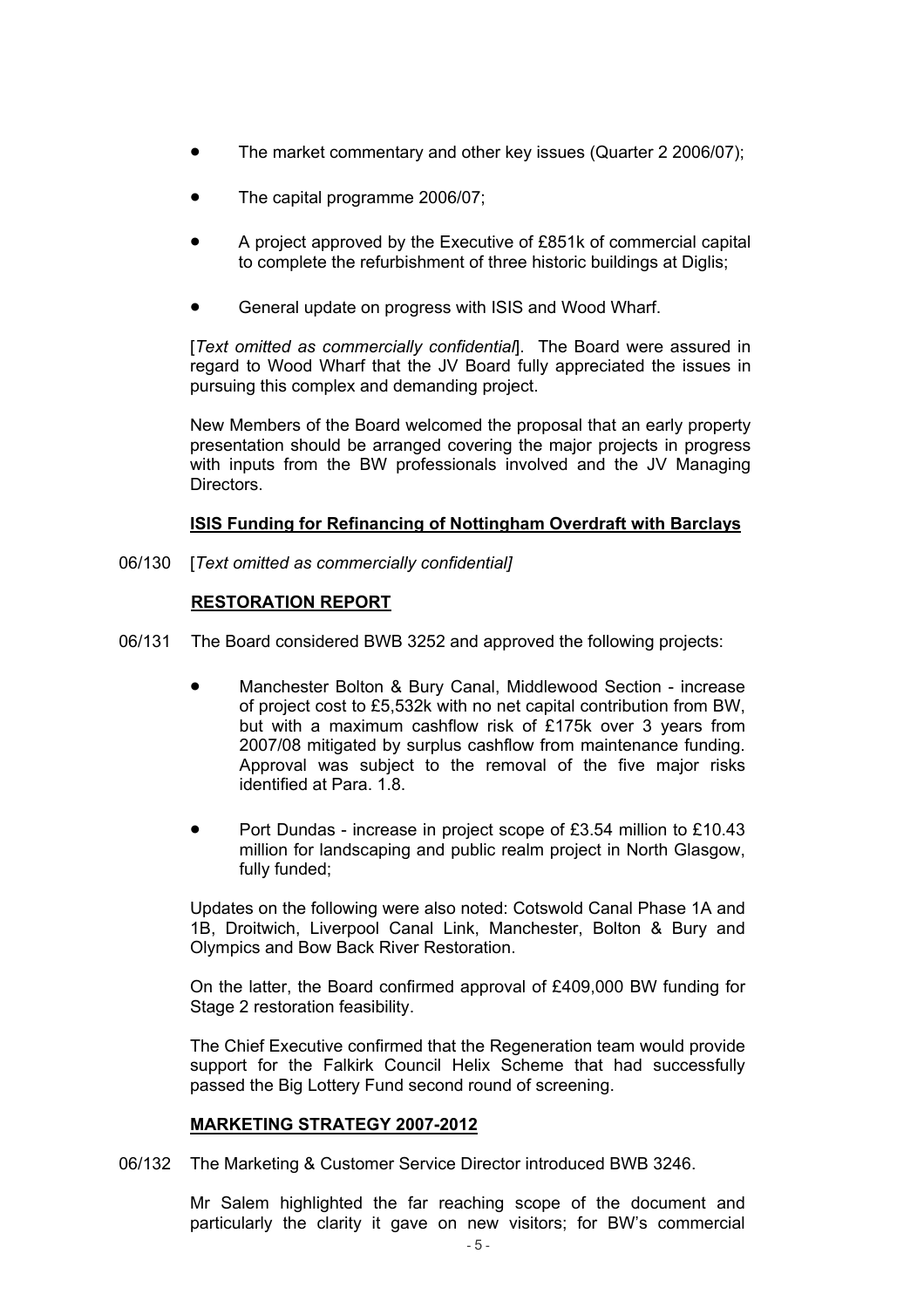- The market commentary and other key issues (Quarter 2 2006/07);
- The capital programme 2006/07;
- A project approved by the Executive of £851k of commercial capital to complete the refurbishment of three historic buildings at Diglis;
- General update on progress with ISIS and Wood Wharf.

[*Text omitted as commercially confidential*]. The Board were assured in regard to Wood Wharf that the JV Board fully appreciated the issues in pursuing this complex and demanding project.

New Members of the Board welcomed the proposal that an early property presentation should be arranged covering the major projects in progress with inputs from the BW professionals involved and the JV Managing Directors.

**ISIS Funding for Refinancing of Nottingham Overdraft with Barclays**

06/130 [*Text omitted as commercially confidential]*

**RESTORATION REPORT**

06/131 The Board considered BWB 3252 and approved the following projects:

- Manchester Bolton & Bury Canal, Middlewood Section - increase of project cost to £5,532k with no net capital contribution from BW, but with a maximum cashflow risk of £175k over 3 years from 2007/08 mitigated by surplus cashflow from maintenance funding. Approval was subject to the removal of the five major risks identified at Para. 1.8.
- Port Dundas - increase in project scope of £3.54 million to £10.43 million for landscaping and public realm project in North Glasgow, fully funded;

Updates on the following were also noted: Cotswold Canal Phase 1A and 1B, Droitwich, Liverpool Canal Link, Manchester, Bolton & Bury and Olympics and Bow Back River Restoration.

On the latter, the Board confirmed approval of £409,000 BW funding for Stage 2 restoration feasibility.

The Chief Executive confirmed that the Regeneration team would provide support for the Falkirk Council Helix Scheme that had successfully passed the Big Lottery Fund second round of screening.

**MARKETING STRATEGY 2007-2012**

06/132 The Marketing & Customer Service Director introduced BWB 3246.

Mr Salem highlighted the far reaching scope of the document and particularly the clarity it gave on new visitors; for BW's commercial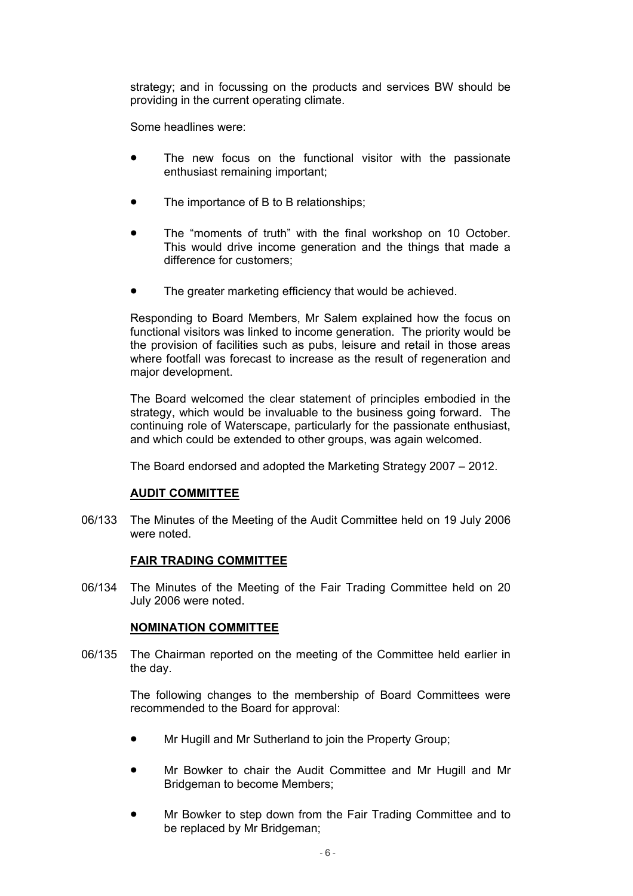strategy; and in focussing on the products and services BW should be providing in the current operating climate.

Some headlines were:

- The new focus on the functional visitor with the passionate enthusiast remaining important;
- The importance of B to B relationships;
- The "moments of truth" with the final workshop on 10 October. This would drive income generation and the things that made a difference for customers;
- The greater marketing efficiency that would be achieved.

Responding to Board Members, Mr Salem explained how the focus on functional visitors was linked to income generation. The priority would be the provision of facilities such as pubs, leisure and retail in those areas where footfall was forecast to increase as the result of regeneration and major development.

The Board welcomed the clear statement of principles embodied in the strategy, which would be invaluable to the business going forward. The continuing role of Waterscape, particularly for the passionate enthusiast, and which could be extended to other groups, was again welcomed.

The Board endorsed and adopted the Marketing Strategy 2007 – 2012.

**AUDIT COMMITTEE**

06/133 The Minutes of the Meeting of the Audit Committee held on 19 July 2006 were noted.

**FAIR TRADING COMMITTEE**

06/134 The Minutes of the Meeting of the Fair Trading Committee held on 20 July 2006 were noted.

**NOMINATION COMMITTEE**

06/135 The Chairman reported on the meeting of the Committee held earlier in the day.

The following changes to the membership of Board Committees were recommended to the Board for approval:

- Mr Hugill and Mr Sutherland to join the Property Group;
- Mr Bowker to chair the Audit Committee and Mr Hugill and Mr Bridgeman to become Members;
- Mr Bowker to step down from the Fair Trading Committee and to be replaced by Mr Bridgeman;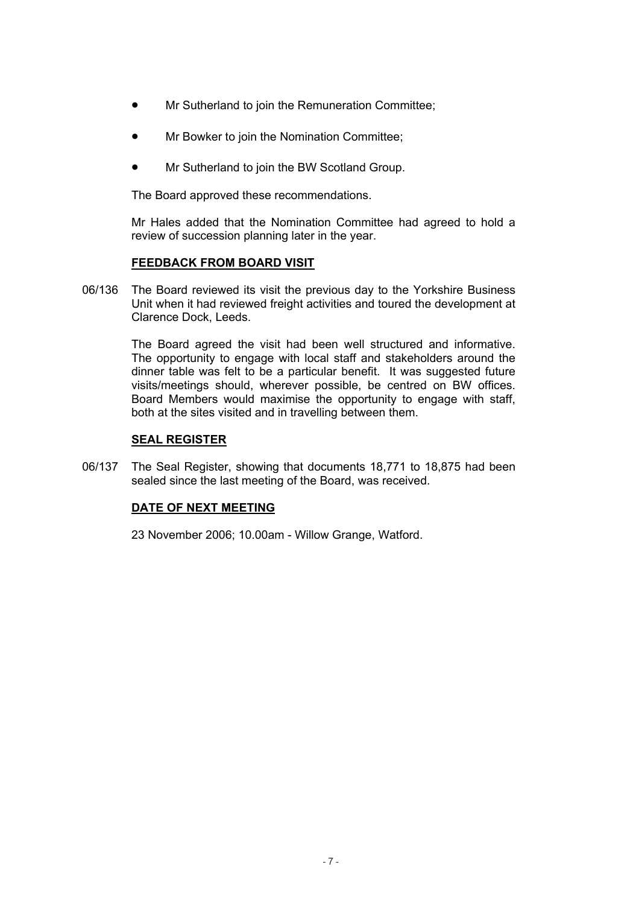- Mr Sutherland to join the Remuneration Committee;
- Mr Bowker to join the Nomination Committee;
- Mr Sutherland to join the BW Scotland Group.

The Board approved these recommendations.

Mr Hales added that the Nomination Committee had agreed to hold a review of succession planning later in the year.

**FEEDBACK FROM BOARD VISIT**

06/136 The Board reviewed its visit the previous day to the Yorkshire Business Unit when it had reviewed freight activities and toured the development at Clarence Dock, Leeds.

The Board agreed the visit had been well structured and informative. The opportunity to engage with local staff and stakeholders around the dinner table was felt to be a particular benefit. It was suggested future visits/meetings should, wherever possible, be centred on BW offices. Board Members would maximise the opportunity to engage with staff, both at the sites visited and in travelling between them.

**SEAL REGISTER**

06/137 The Seal Register, showing that documents 18,771 to 18,875 had been sealed since the last meeting of the Board, was received.

**DATE OF NEXT MEETING**

23 November 2006; 10.00am - Willow Grange, Watford.